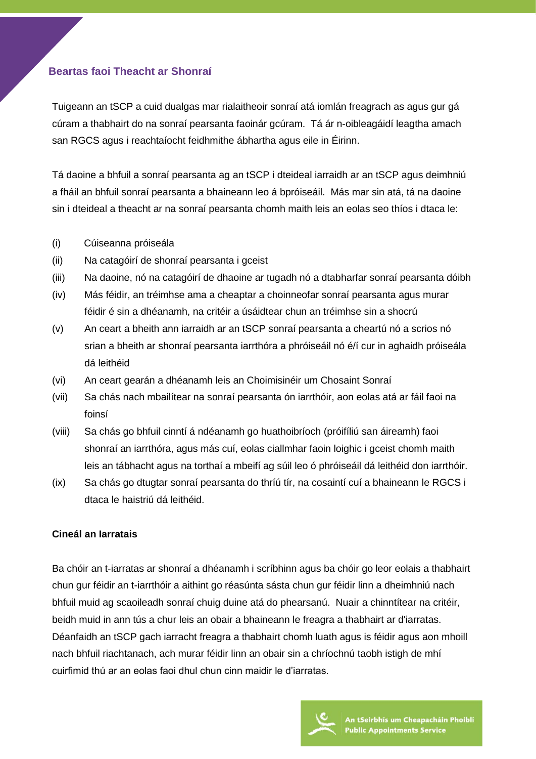## Beartas faoi Theacht ar Shonraí

Tuigeann an tSCP a cuid dualgas mar rialaitheoir sonraí atá iomlán freagrach as agus gur gá cúram a thabhairt do na sonraí pearsanta faoinár gcúram. Tá ár n-oibleagáidí leagtha amach san RGCS agus i reachtaíocht feidhmithe ábhartha agus eile in Éirinn.

Tá daoine a bhfuil a sonraí pearsanta ag an tSCP i dteideal iarraidh ar an tSCP agus deimhniú a fháil an bhfuil sonraí pearsanta a bhaineann leo á bpróiseáil. Más mar sin atá, tá na daoine sin i dteideal a theacht ar na sonraí pearsanta chomh maith leis an eolas seo thíos i dtaca le:

- (i) Cúiseanna próiseála
- (ii) Na catagóirí de shonraí pearsanta i gceist
- (iii) Na daoine, nó na catagóirí de dhaoine ar tugadh nó a dtabharfar sonraí pearsanta dóibh
- (iv) Más féidir, an tréimhse ama a cheaptar a choinneofar sonraí pearsanta agus murar féidir é sin a dhéanamh, na critéir a úsáidtear chun an tréimhse sin a shocrú
- (v) An ceart a bheith ann iarraidh ar an tSCP sonraí pearsanta a cheartú nó a scrios nó srian a bheith ar shonraí pearsanta iarrthóra a phróiseáil nó é/í cur in aghaidh próiseála dá leithéid
- (vi) An ceart gearán a dhéanamh leis an Choimisinéir um Chosaint Sonraí
- (vii) Sa chás nach mbailítear na sonraí pearsanta ón iarrthóir, aon eolas atá ar fáil faoi na foinsí
- (viii) Sa chás go bhfuil cinntí á ndéanamh go huathoibríoch (próifíliú san áireamh) faoi shonraí an iarrthóra, agus más cuí, eolas ciallmhar faoin loighic i gceist chomh maith leis an tábhacht agus na torthaí a mbeifí ag súil leo ó phróiseáil dá leithéid don iarrthóir.
- (ix) Sa chás go dtugtar sonraí pearsanta do thríú tír, na cosaintí cuí a bhaineann le RGCS i dtaca le haistriú dá leithéid.

### Cineál an Iarratais

Ba chóir an t-iarratas ar shonraí a dhéanamh i scríbhinn agus ba chóir go leor eolais a thabhairt chun gur féidir an t-iarrthóir a aithint go réasúnta sásta chun gur féidir linn a dheimhniú nach bhfuil muid ag scaoileadh sonraí chuig duine atá do phearsanú. Nuair a chinntítear na critéir, beidh muid in ann tús a chur leis an obair a bhaineann le freagra a thabhairt ar d'iarratas. Déanfaidh an tSCP gach iarracht freagra a thabhairt chomh luath agus is féidir agus aon mhoill nach bhfuil riachtanach, ach murar féidir linn an obair sin a chríochnú taobh istigh de mhí cuirfimid thú ar an eolas faoi dhul chun cinn maidir le d'iarratas.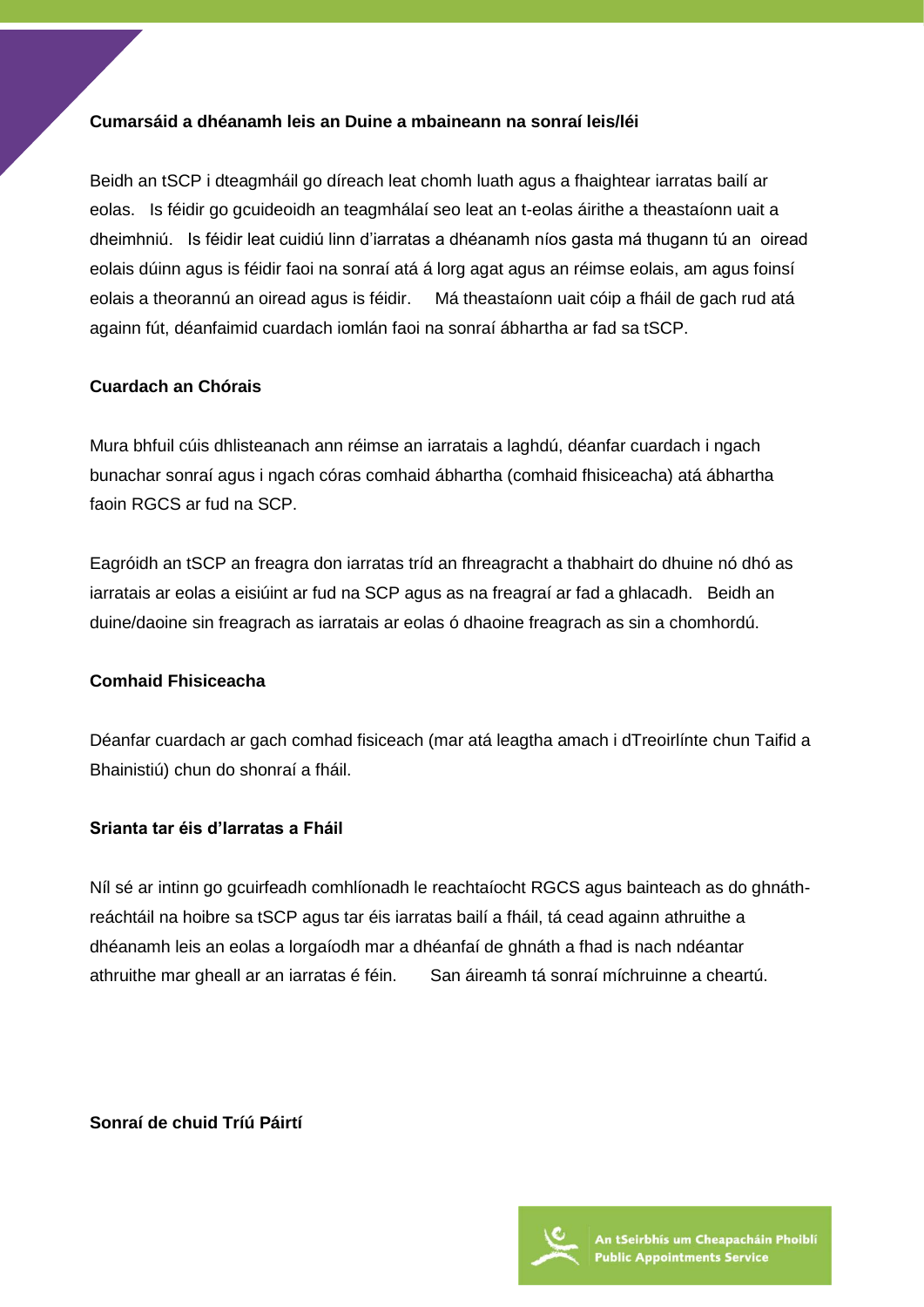**Cumarsáid a dhéanamh leis an Duine a mbaineann na sonraí leis/léi**

Beidh an tSCP i dteagmháil go díreach leat chomh luath agus a fhaightear iarratas bailí ar eolas. Is féidir go gcuideoidh an teagmhálaí seo leat an t-eolas áirithe a theastaíonn uait a dheimhniú. Is féidir leat cuidiú linn d'iarratas a dhéanamh níos gasta má thugann tú an oiread eolais dúinn agus is féidir faoi na sonraí atá á lorg agat agus an réimse eolais, am agus foinsí eolais a theorannú an oiread agus is féidir. Má theastaíonn uait cóip a fháil de gach rud atá againn fút, déanfaimid cuardach iomlán faoi na sonraí ábhartha ar fad sa tSCP.

**Cuardach an Chórais**

Mura bhfuil cúis dhlisteanach ann réimse an iarratais a laghdú, déanfar cuardach i ngach bunachar sonraí agus i ngach córas comhaid ábhartha (comhaid fhisiceacha) atá ábhartha faoin RGCS ar fud na SCP.

Eagróidh an tSCP an freagra don iarratas tríd an fhreagracht a thabhairt do dhuine nó dhó as iarratais ar eolas a eisiúint ar fud na SCP agus as na freagraí ar fad a ghlacadh. Beidh an duine/daoine sin freagrach as iarratais ar eolas ó dhaoine freagrach as sin a chomhordú.

**Comhaid Fhisiceacha**

Déanfar cuardach ar gach comhad fisiceach (mar atá leagtha amach i dTreoirlínte chun Taifid a Bhainistiú) chun do shonraí a fháil.

**Srianta tar éis d'Iarratas a Fháil**

Níl sé ar intinn go gcuirfeadh comhlíonadh le reachtaíocht RGCS agus bainteach as do ghnáth-reáchtáil na hoibre sa tSCP agus tar éis iarratas bailí a fháil, tá cead againn athruithe a dhéanamh leis an eolas a lorgaíodh mar a dhéanfaí de ghnáth a fhad is nach ndéantar athruithe mar gheall ar an iarratas é féin. San áireamh tá sonraí míchruinne a cheartú.

**Sonraí de chuid Tríú Páirtí**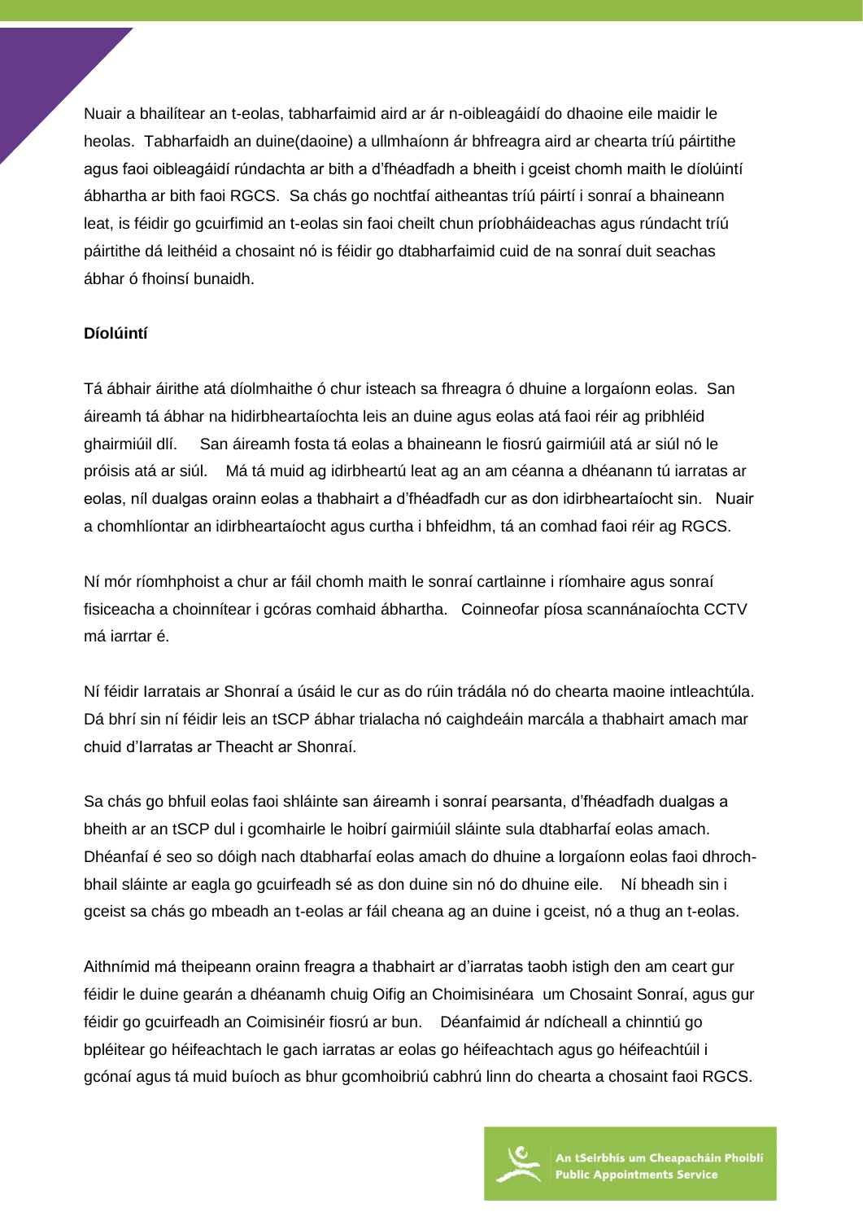Nuair a bhailítear an t-eolas, tabharfaimid aird ar ár n-oibleagáidí do dhaoine eile maidir le heolas. Tabharfaidh an duine(daoine) a ullmhaíonn ár bhfreagra aird ar chearta tríú páirtithe agus faoi oibleagáidí rúndachta ar bith a d'fhéadfadh a bheith i gceist chomh maith le díolúintí ábhartha ar bith faoi RGCS. Sa chás go nochtfaí aitheantas tríú páirtí i sonraí a bhaineann leat, is féidir go gcuirfimid an t-eolas sin faoi cheilt chun príobháideachas agus rúndacht tríú páirtithe dá leithéid a chosaint nó is féidir go dtabharfaimid cuid de na sonraí duit seachas ábhar ó fhoinsí bunaidh.

**Díolúintí**

Tá ábhair áirithe atá díolmhaithe ó chur isteach sa fhreagra ó dhuine a lorgaíonn eolas. San áireamh tá ábhar na hidirbheartaíochta leis an duine agus eolas atá faoi réir ag pribhléid ghairmiúil dlí. San áireamh fosta tá eolas a bhaineann le fiosrú gairmiúil atá ar siúl nó le próisis atá ar siúl. Má tá muid ag idirbheartú leat ag an am céanna a dhéanann tú iarratas ar eolas, níl dualgas orainn eolas a thabhairt a d'fhéadfadh cur as don idirbheartaíocht sin. Nuair a chomhlíontar an idirbheartaíocht agus curtha i bhfeidhm, tá an comhad faoi réir ag RGCS.

Ní mór ríomhphoist a chur ar fáil chomh maith le sonraí cartlainne i ríomhaire agus sonraí fisiceacha a choinnítear i gcóras comhaid ábhartha. Coinneofar píosa scannánaíochta CCTV má iarrtar é.

Ní féidir Iarratais ar Shonraí a úsáid le cur as do rúin trádála nó do chearta maoine intleachtúla. Dá bhrí sin ní féidir leis an tSCP ábhar trialacha nó caighdeáin marcála a thabhairt amach mar chuid d'Iarratas ar Theacht ar Shonraí.

Sa chás go bhfuil eolas faoi shláinte san áireamh i sonraí pearsanta, d'fhéadfadh dualgas a bheith ar an tSCP dul i gcomhairle le hoibrí gairmiúil sláinte sula dtabharfaí eolas amach. Dhéanfaí é seo so dóigh nach dtabharfaí eolas amach do dhuine a lorgaíonn eolas faoi dhroch-bhail sláinte ar eagla go gcuirfeadh sé as don duine sin nó do dhuine eile. Ní bheadh sin i gceist sa chás go mbeadh an t-eolas ar fáil cheana ag an duine i gceist, nó a thug an t-eolas.

Aithnímid má theipeann orainn freagra a thabhairt ar d'iarratas taobh istigh den am ceart gur féidir le duine gearán a dhéanamh chuig Oifig an Choimisinéara um Chosaint Sonraí, agus gur féidir go gcuirfeadh an Coimisinéir fiosrú ar bun. Déanfaimid ár ndícheall a chinntiú go bpléitear go héifeachtach le gach iarratas ar eolas go héifeachtach agus go héifeachtúil i gcónaí agus tá muid buíoch as bhur gcomhoibriú cabhrú linn do chearta a chosaint faoi RGCS.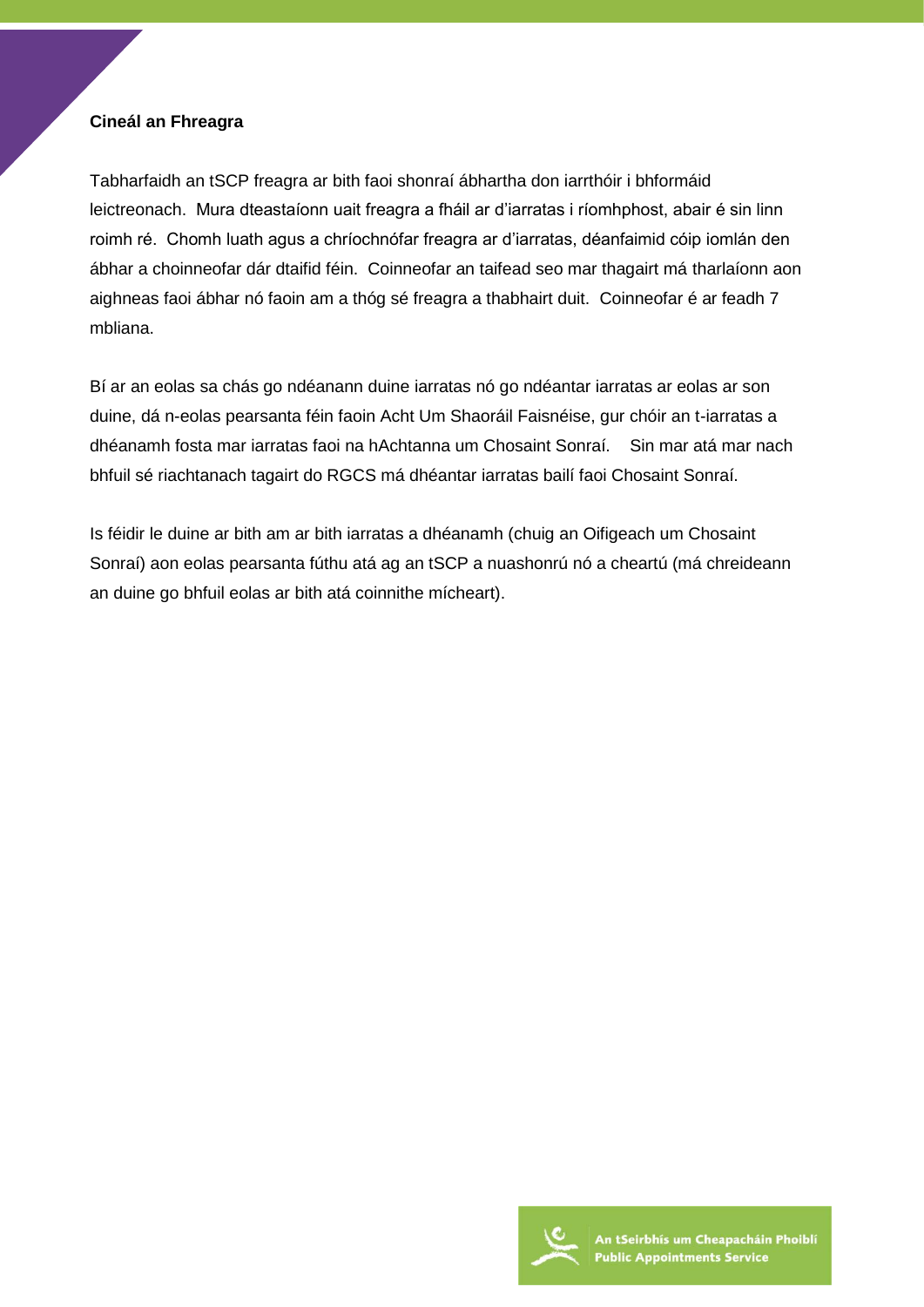**Cineál an Fhreagra**

Tabharfaidh an tSCP freagra ar bith faoi shonraí ábhartha don iarrthóir i bhformáid leictreonach. Mura dteastaíonn uait freagra a fháil ar d'iarratas i ríomhphost, abair é sin linn roimh ré. Chomh luath agus a chríochnófar freagra ar d'iarratas, déanfaimid cóip iomlán den ábhar a choinneofar dár dtaifid féin. Coinneofar an taifead seo mar thagairt má tharlaíonn aon aighneas faoi ábhar nó faoin am a thóg sé freagra a thabhairt duit. Coinneofar é ar feadh 7 mbliana.

Bí ar an eolas sa chás go ndéanann duine iarratas nó go ndéantar iarratas ar eolas ar son duine, dá n-eolas pearsanta féin faoin Acht Um Shaoráil Faisnéise, gur chóir an t-iarratas a dhéanamh fosta mar iarratas faoi na hAchtanna um Chosaint Sonraí. Sin mar atá mar nach bhfuil sé riachtanach tagairt do RGCS má dhéantar iarratas bailí faoi Chosaint Sonraí.

Is féidir le duine ar bith am ar bith iarratas a dhéanamh (chuig an Oifigeach um Chosaint Sonraí) aon eolas pearsanta fúthu atá ag an tSCP a nuashonrú nó a cheartú (má chreideann an duine go bhfuil eolas ar bith atá coinnithe mícheart).